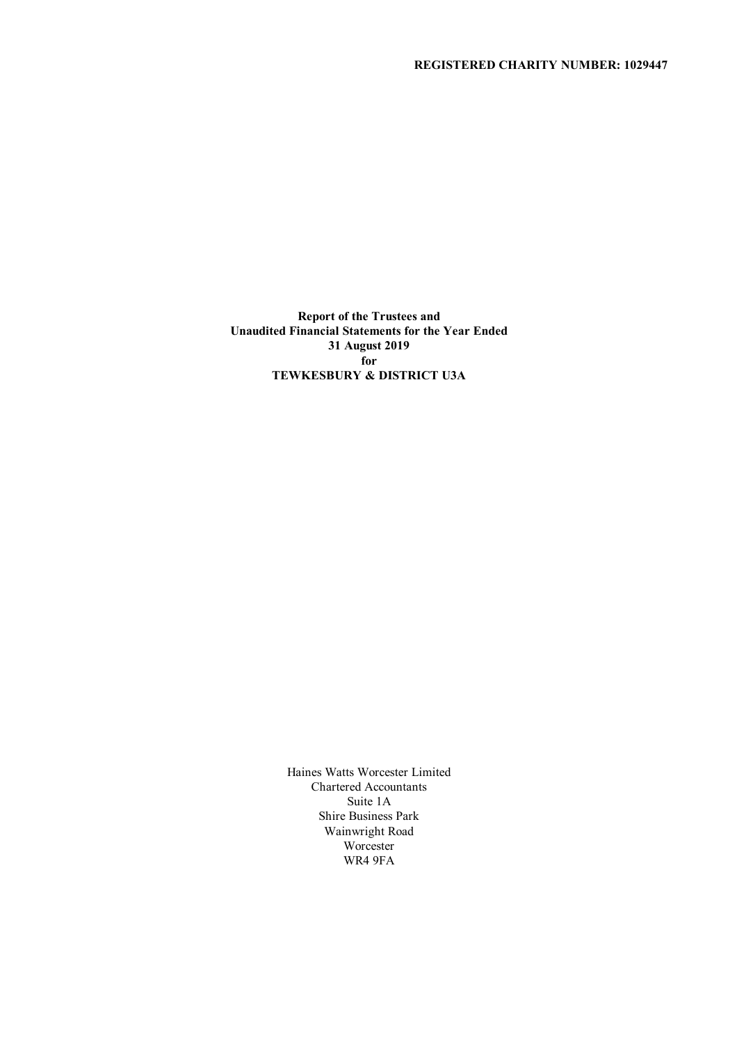**REGISTERED CHARITY NUMBER: 1029447**

**Report of the Trustees and**
**Unaudited Financial Statements for the Year Ended**
**31 August 2019**
**for**
**TEWKESBURY & DISTRICT U3A**

Haines Watts Worcester Limited
Chartered Accountants
Suite 1A
Shire Business Park
Wainwright Road
Worcester
WR4 9FA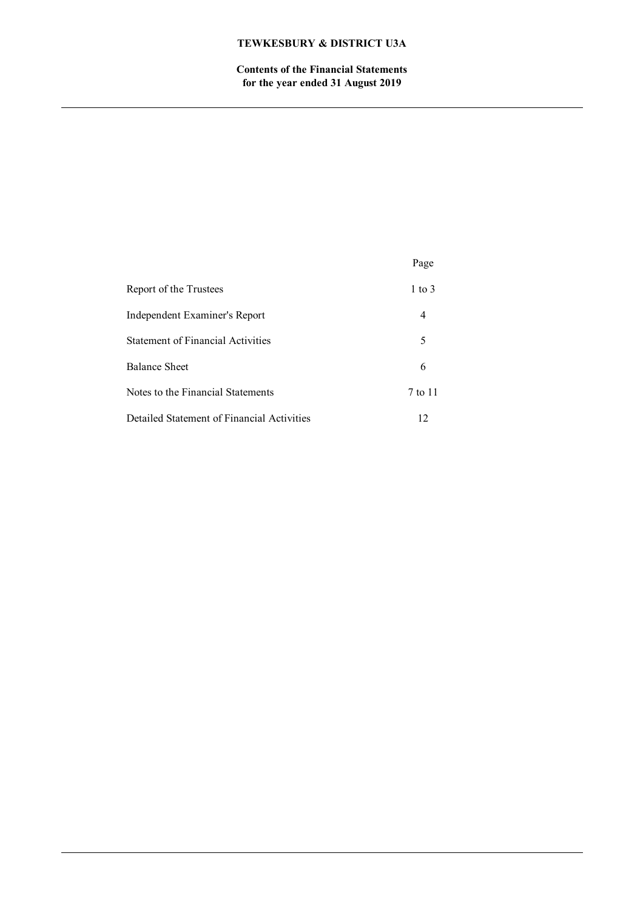**TEWKESBURY & DISTRICT U3A**

**Contents of the Financial Statements for the year ended 31 August 2019**

| | Page |
|---|---|
| Report of the Trustees | 1 to 3 |
| Independent Examiner's Report | 4 |
| Statement of Financial Activities | 5 |
| Balance Sheet | 6 |
| Notes to the Financial Statements | 7 to 11 |
| Detailed Statement of Financial Activities | 12 |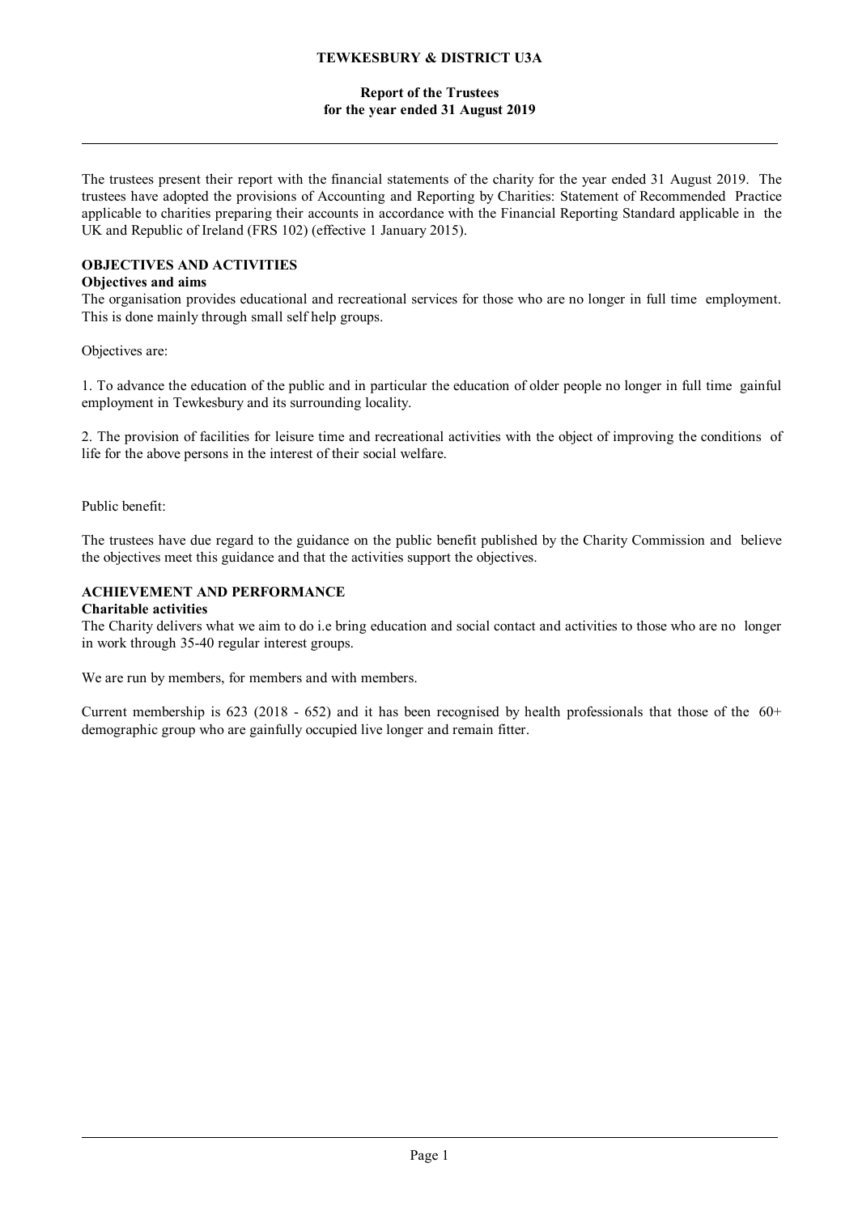# TEWKESBURY & DISTRICT U3A

## Report of the Trustees
## for the year ended 31 August 2019

The trustees present their report with the financial statements of the charity for the year ended 31 August 2019. The trustees have adopted the provisions of Accounting and Reporting by Charities: Statement of Recommended Practice applicable to charities preparing their accounts in accordance with the Financial Reporting Standard applicable in the UK and Republic of Ireland (FRS 102) (effective 1 January 2015).

### OBJECTIVES AND ACTIVITIES

**Objectives and aims**

The organisation provides educational and recreational services for those who are no longer in full time employment. This is done mainly through small self help groups.

Objectives are:

1. To advance the education of the public and in particular the education of older people no longer in full time gainful employment in Tewkesbury and its surrounding locality.

2. The provision of facilities for leisure time and recreational activities with the object of improving the conditions of life for the above persons in the interest of their social welfare.

Public benefit:

The trustees have due regard to the guidance on the public benefit published by the Charity Commission and believe the objectives meet this guidance and that the activities support the objectives.

### ACHIEVEMENT AND PERFORMANCE

**Charitable activities**

The Charity delivers what we aim to do i.e bring education and social contact and activities to those who are no longer in work through 35-40 regular interest groups.

We are run by members, for members and with members.

Current membership is 623 (2018 - 652) and it has been recognised by health professionals that those of the 60+ demographic group who are gainfully occupied live longer and remain fitter.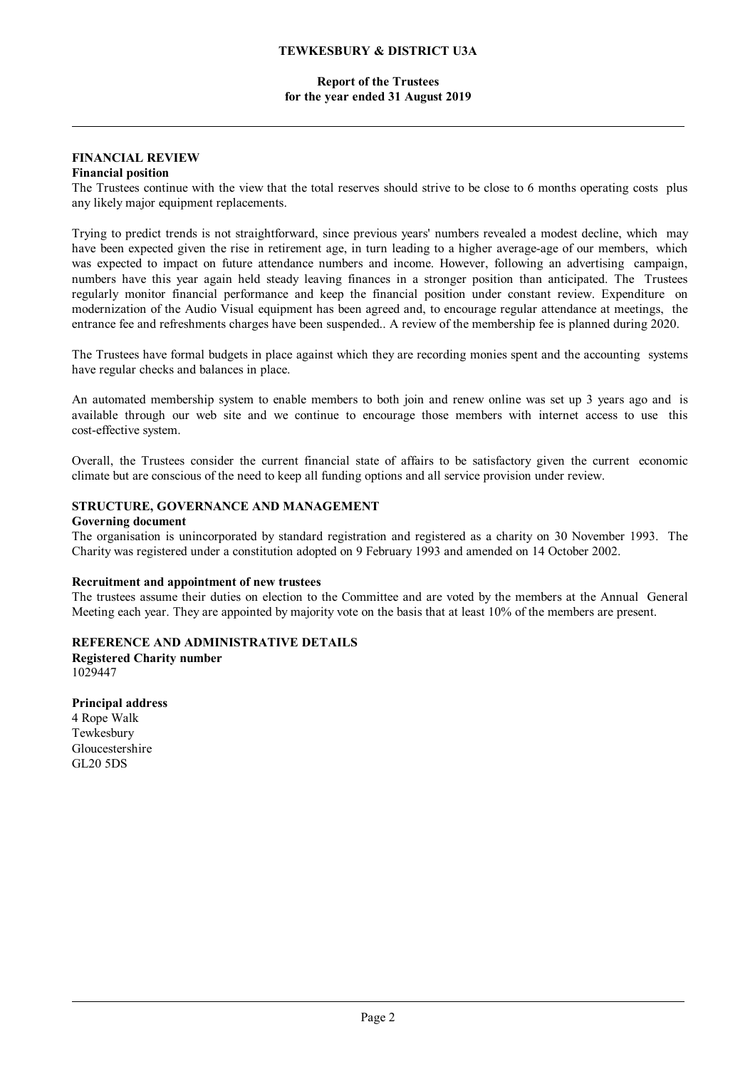## FINANCIAL REVIEW

### Financial position

The Trustees continue with the view that the total reserves should strive to be close to 6 months operating costs plus any likely major equipment replacements.

Trying to predict trends is not straightforward, since previous years' numbers revealed a modest decline, which may have been expected given the rise in retirement age, in turn leading to a higher average-age of our members, which was expected to impact on future attendance numbers and income. However, following an advertising campaign, numbers have this year again held steady leaving finances in a stronger position than anticipated. The Trustees regularly monitor financial performance and keep the financial position under constant review. Expenditure on modernization of the Audio Visual equipment has been agreed and, to encourage regular attendance at meetings, the entrance fee and refreshments charges have been suspended.. A review of the membership fee is planned during 2020.

The Trustees have formal budgets in place against which they are recording monies spent and the accounting systems have regular checks and balances in place.

An automated membership system to enable members to both join and renew online was set up 3 years ago and is available through our web site and we continue to encourage those members with internet access to use this cost-effective system.

Overall, the Trustees consider the current financial state of affairs to be satisfactory given the current economic climate but are conscious of the need to keep all funding options and all service provision under review.

## STRUCTURE, GOVERNANCE AND MANAGEMENT

### Governing document

The organisation is unincorporated by standard registration and registered as a charity on 30 November 1993. The Charity was registered under a constitution adopted on 9 February 1993 and amended on 14 October 2002.

### Recruitment and appointment of new trustees

The trustees assume their duties on election to the Committee and are voted by the members at the Annual General Meeting each year. They are appointed by majority vote on the basis that at least 10% of the members are present.

## REFERENCE AND ADMINISTRATIVE DETAILS

### Registered Charity number

1029447

### Principal address

4 Rope Walk
Tewkesbury
Gloucestershire
GL20 5DS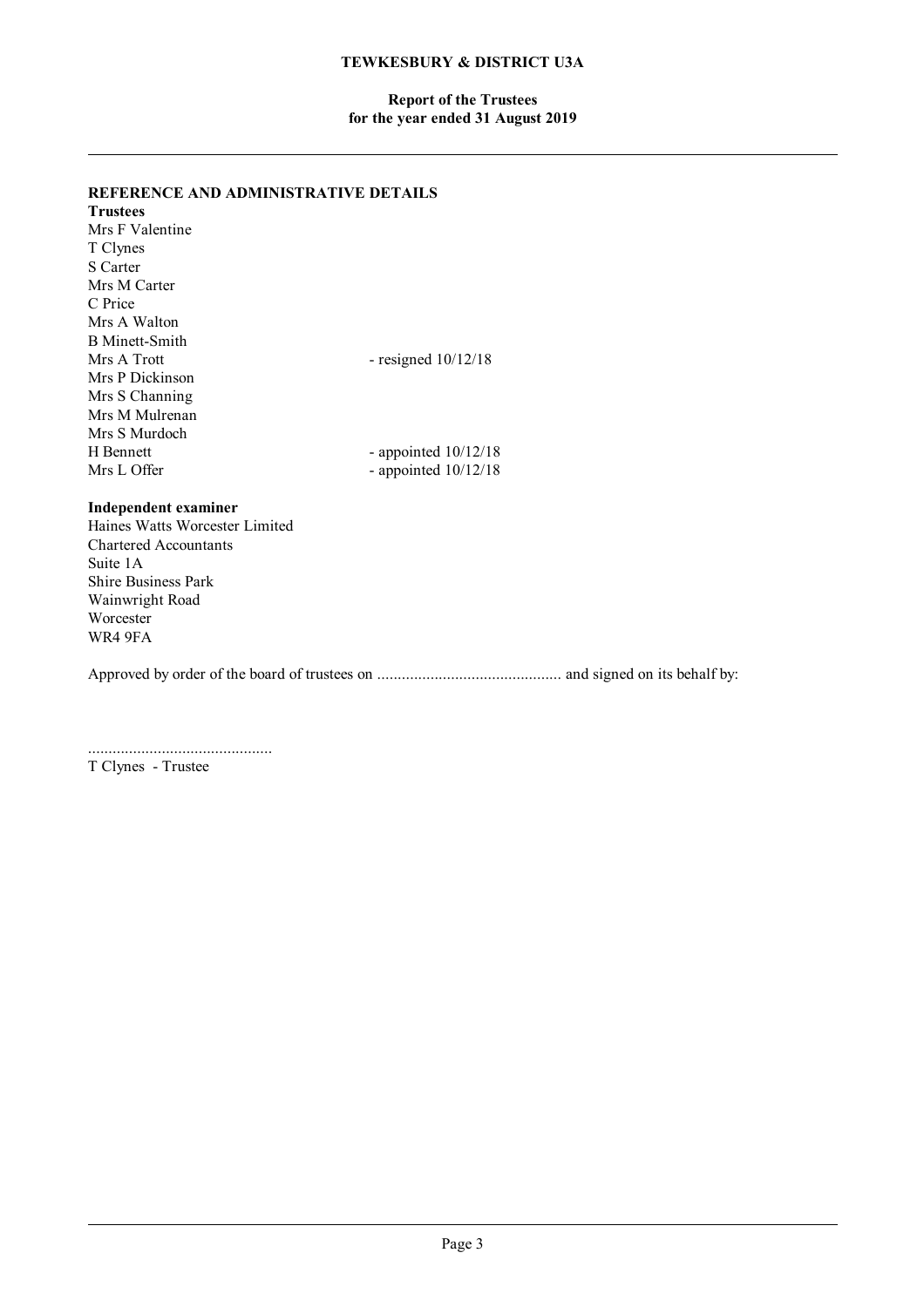## REFERENCE AND ADMINISTRATIVE DETAILS

**Trustees**

Mrs F Valentine
T Clynes
S Carter
Mrs M Carter
C Price
Mrs A Walton
B Minett-Smith
Mrs A Trott - resigned 10/12/18
Mrs P Dickinson
Mrs S Channing
Mrs M Mulrenan
Mrs S Murdoch
H Bennett - appointed 10/12/18
Mrs L Offer - appointed 10/12/18

**Independent examiner**

Haines Watts Worcester Limited
Chartered Accountants
Suite 1A
Shire Business Park
Wainwright Road
Worcester
WR4 9FA

Approved by order of the board of trustees on ............................................ and signed on its behalf by:

............................................
T Clynes - Trustee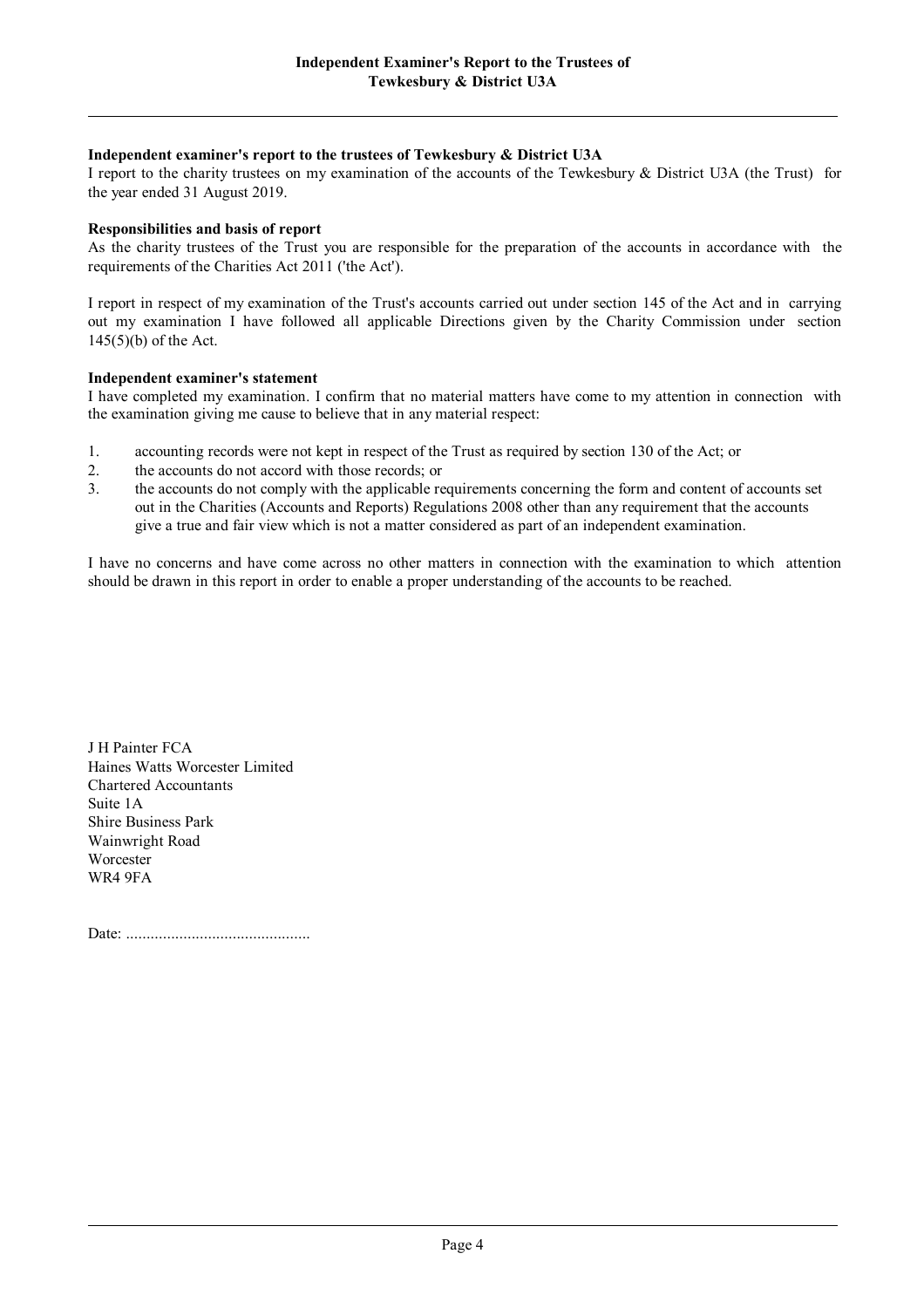# Independent Examiner's Report to the Trustees of Tewkesbury & District U3A

**Independent examiner's report to the trustees of Tewkesbury & District U3A**

I report to the charity trustees on my examination of the accounts of the Tewkesbury & District U3A (the Trust) for the year ended 31 August 2019.

**Responsibilities and basis of report**

As the charity trustees of the Trust you are responsible for the preparation of the accounts in accordance with the requirements of the Charities Act 2011 ('the Act').

I report in respect of my examination of the Trust's accounts carried out under section 145 of the Act and in carrying out my examination I have followed all applicable Directions given by the Charity Commission under section 145(5)(b) of the Act.

**Independent examiner's statement**

I have completed my examination. I confirm that no material matters have come to my attention in connection with the examination giving me cause to believe that in any material respect:

1. accounting records were not kept in respect of the Trust as required by section 130 of the Act; or
2. the accounts do not accord with those records; or
3. the accounts do not comply with the applicable requirements concerning the form and content of accounts set out in the Charities (Accounts and Reports) Regulations 2008 other than any requirement that the accounts give a true and fair view which is not a matter considered as part of an independent examination.

I have no concerns and have come across no other matters in connection with the examination to which attention should be drawn in this report in order to enable a proper understanding of the accounts to be reached.

J H Painter FCA
Haines Watts Worcester Limited
Chartered Accountants
Suite 1A
Shire Business Park
Wainwright Road
Worcester
WR4 9FA

Date: .............................................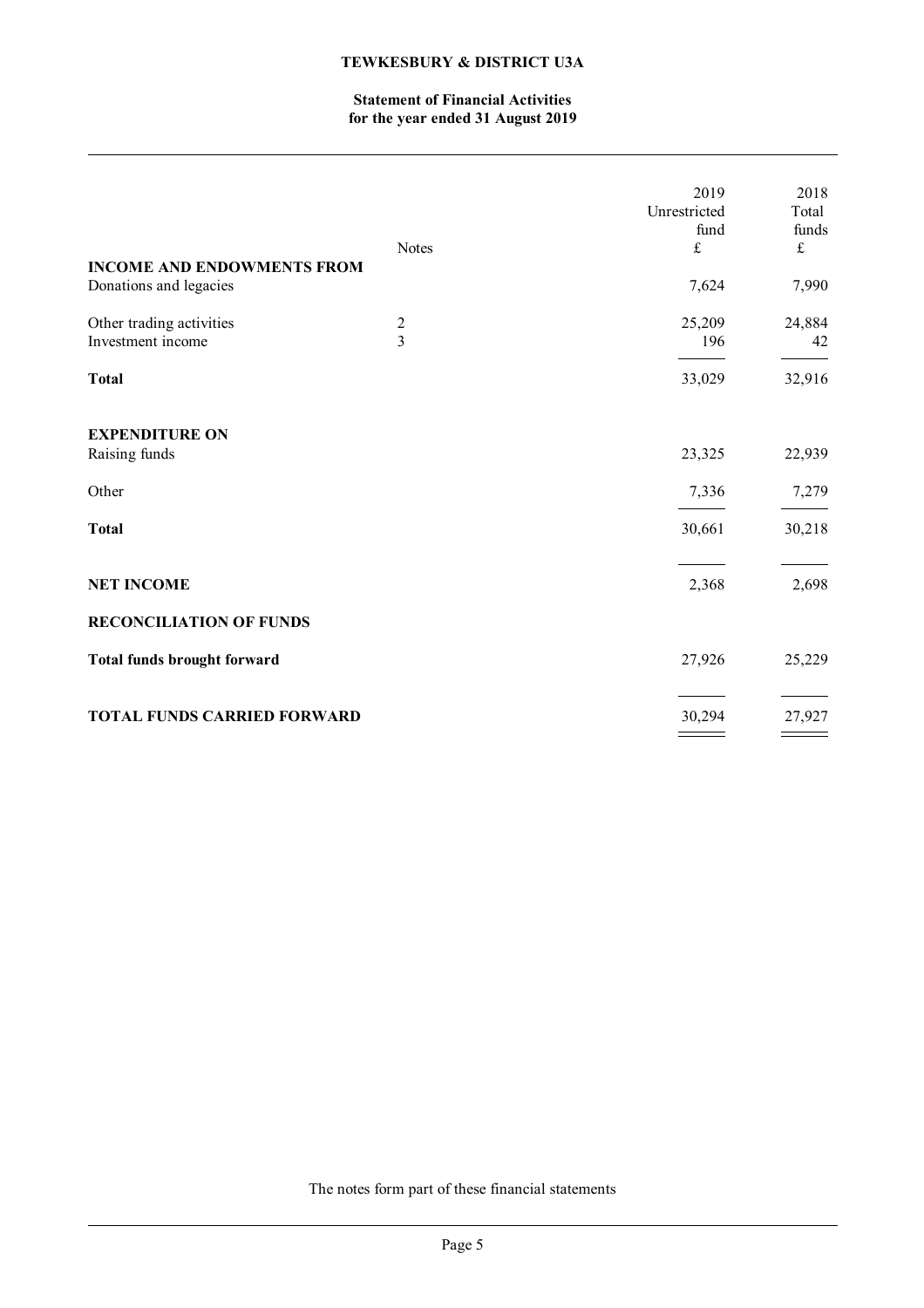# TEWKESBURY & DISTRICT U3A

## Statement of Financial Activities for the year ended 31 August 2019

| | Notes | 2019 Unrestricted fund £ | 2018 Total funds £ |
|---|---|---|---|
| **INCOME AND ENDOWMENTS FROM** | | | |
| Donations and legacies | | 7,624 | 7,990 |
| Other trading activities | 2 | 25,209 | 24,884 |
| Investment income | 3 | 196 | 42 |
| **Total** | | 33,029 | 32,916 |
| **EXPENDITURE ON** | | | |
| Raising funds | | 23,325 | 22,939 |
| Other | | 7,336 | 7,279 |
| **Total** | | 30,661 | 30,218 |
| **NET INCOME** | | 2,368 | 2,698 |
| **RECONCILIATION OF FUNDS** | | | |
| **Total funds brought forward** | | 27,926 | 25,229 |
| **TOTAL FUNDS CARRIED FORWARD** | | 30,294 | 27,927 |

The notes form part of these financial statements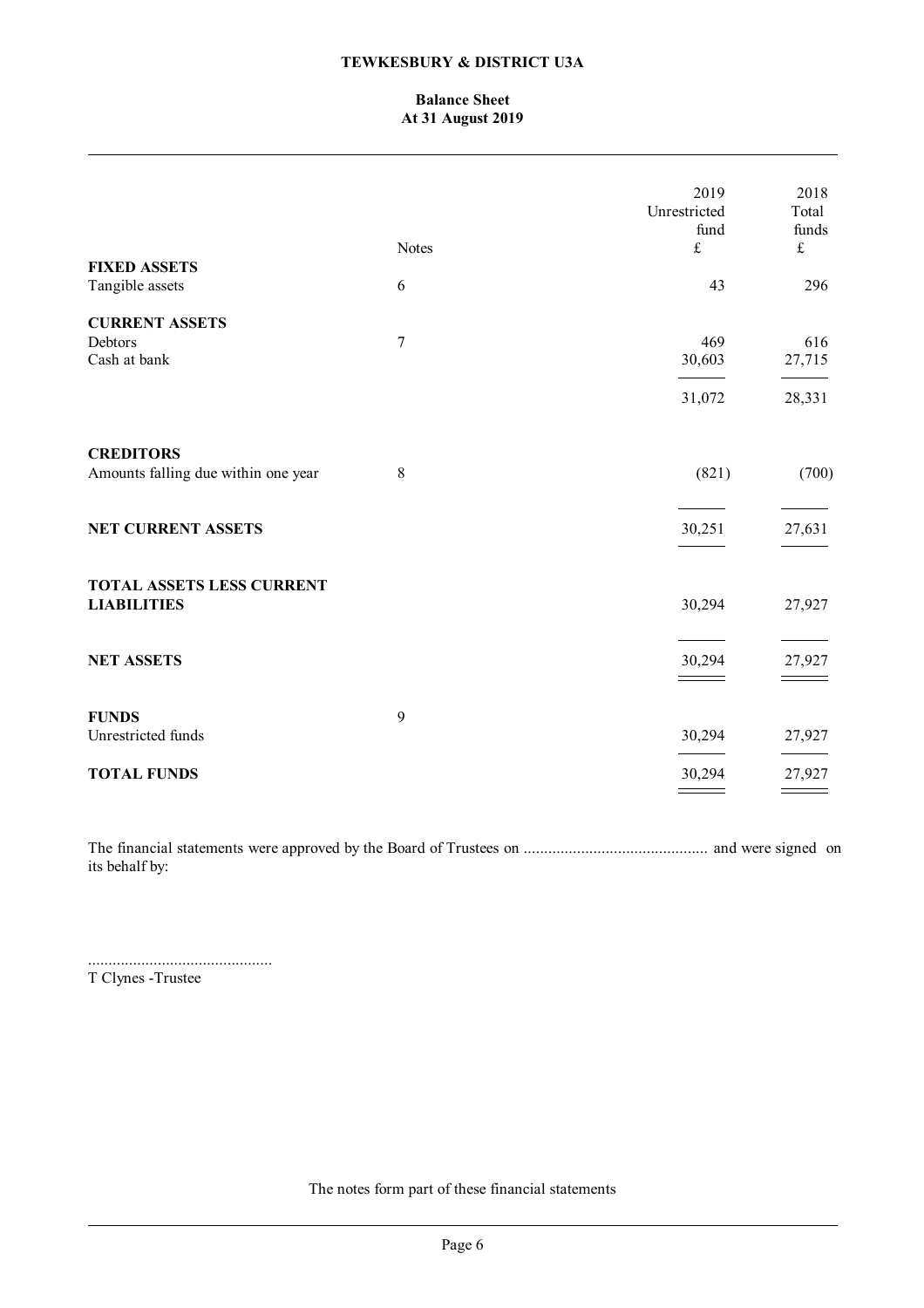**TEWKESBURY & DISTRICT U3A**

**Balance Sheet**
**At 31 August 2019**

| | Notes | 2019 Unrestricted fund £ | 2018 Total funds £ |
|---|---|---|---|
| **FIXED ASSETS** | | | |
| Tangible assets | 6 | 43 | 296 |
| **CURRENT ASSETS** | | | |
| Debtors | 7 | 469 | 616 |
| Cash at bank | | 30,603 | 27,715 |
| | | 31,072 | 28,331 |
| **CREDITORS** | | | |
| Amounts falling due within one year | 8 | (821) | (700) |
| **NET CURRENT ASSETS** | | 30,251 | 27,631 |
| **TOTAL ASSETS LESS CURRENT LIABILITIES** | | 30,294 | 27,927 |
| **NET ASSETS** | | 30,294 | 27,927 |
| **FUNDS** | 9 | | |
| Unrestricted funds | | 30,294 | 27,927 |
| **TOTAL FUNDS** | | 30,294 | 27,927 |

The financial statements were approved by the Board of Trustees on ............................................ and were signed on its behalf by:

.............................................
T Clynes -Trustee

The notes form part of these financial statements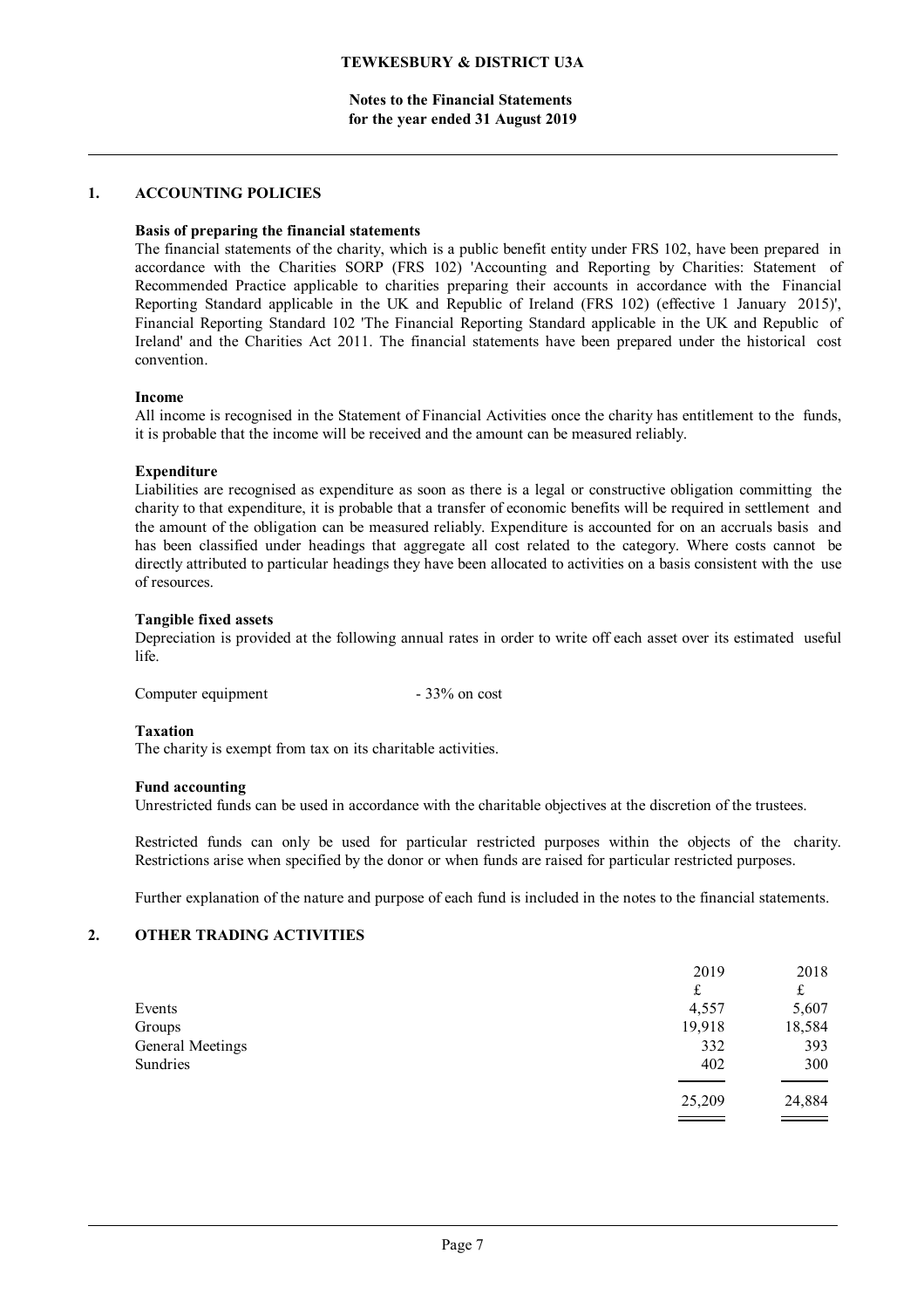**Notes to the Financial Statements for the year ended 31 August 2019**

## 1. ACCOUNTING POLICIES

**Basis of preparing the financial statements**

The financial statements of the charity, which is a public benefit entity under FRS 102, have been prepared in accordance with the Charities SORP (FRS 102) 'Accounting and Reporting by Charities: Statement of Recommended Practice applicable to charities preparing their accounts in accordance with the Financial Reporting Standard applicable in the UK and Republic of Ireland (FRS 102) (effective 1 January 2015)', Financial Reporting Standard 102 'The Financial Reporting Standard applicable in the UK and Republic of Ireland' and the Charities Act 2011. The financial statements have been prepared under the historical cost convention.

**Income**

All income is recognised in the Statement of Financial Activities once the charity has entitlement to the funds, it is probable that the income will be received and the amount can be measured reliably.

**Expenditure**

Liabilities are recognised as expenditure as soon as there is a legal or constructive obligation committing the charity to that expenditure, it is probable that a transfer of economic benefits will be required in settlement and the amount of the obligation can be measured reliably. Expenditure is accounted for on an accruals basis and has been classified under headings that aggregate all cost related to the category. Where costs cannot be directly attributed to particular headings they have been allocated to activities on a basis consistent with the use of resources.

**Tangible fixed assets**

Depreciation is provided at the following annual rates in order to write off each asset over its estimated useful life.

Computer equipment - 33% on cost

**Taxation**

The charity is exempt from tax on its charitable activities.

**Fund accounting**

Unrestricted funds can be used in accordance with the charitable objectives at the discretion of the trustees.

Restricted funds can only be used for particular restricted purposes within the objects of the charity. Restrictions arise when specified by the donor or when funds are raised for particular restricted purposes.

Further explanation of the nature and purpose of each fund is included in the notes to the financial statements.

## 2. OTHER TRADING ACTIVITIES

| | 2019 | 2018 |
|---|---|---|
| | £ | £ |
| Events | 4,557 | 5,607 |
| Groups | 19,918 | 18,584 |
| General Meetings | 332 | 393 |
| Sundries | 402 | 300 |
| | 25,209 | 24,884 |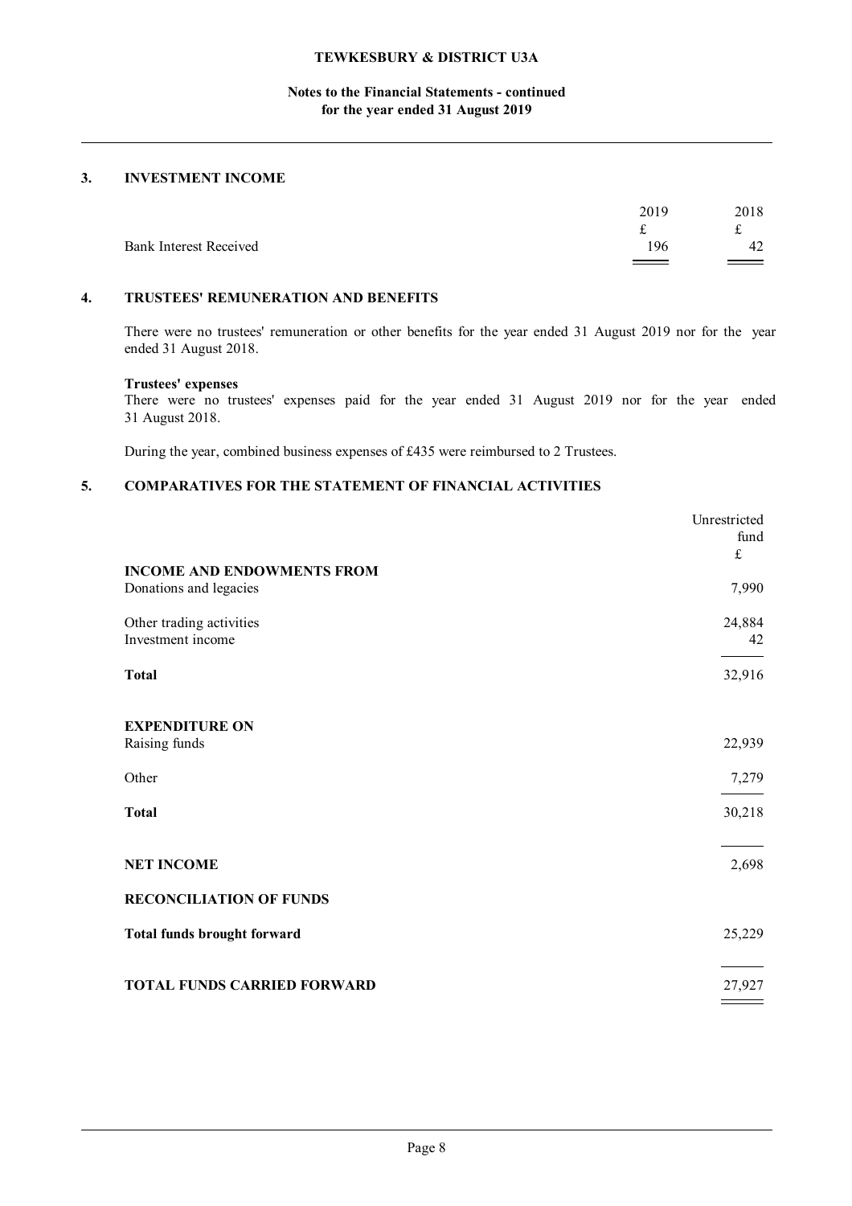## 3. INVESTMENT INCOME

| | 2019 | 2018 |
|---|---|---|
| | £ | £ |
| Bank Interest Received | 196 | 42 |

## 4. TRUSTEES' REMUNERATION AND BENEFITS

There were no trustees' remuneration or other benefits for the year ended 31 August 2019 nor for the year ended 31 August 2018.

**Trustees' expenses**

There were no trustees' expenses paid for the year ended 31 August 2019 nor for the year ended 31 August 2018.

During the year, combined business expenses of £435 were reimbursed to 2 Trustees.

## 5. COMPARATIVES FOR THE STATEMENT OF FINANCIAL ACTIVITIES

| | Unrestricted fund |
|---|---|
| | £ |
| **INCOME AND ENDOWMENTS FROM** | |
| Donations and legacies | 7,990 |
| Other trading activities | 24,884 |
| Investment income | 42 |
| **Total** | 32,916 |
| **EXPENDITURE ON** | |
| Raising funds | 22,939 |
| Other | 7,279 |
| **Total** | 30,218 |
| **NET INCOME** | 2,698 |
| **RECONCILIATION OF FUNDS** | |
| **Total funds brought forward** | 25,229 |
| **TOTAL FUNDS CARRIED FORWARD** | 27,927 |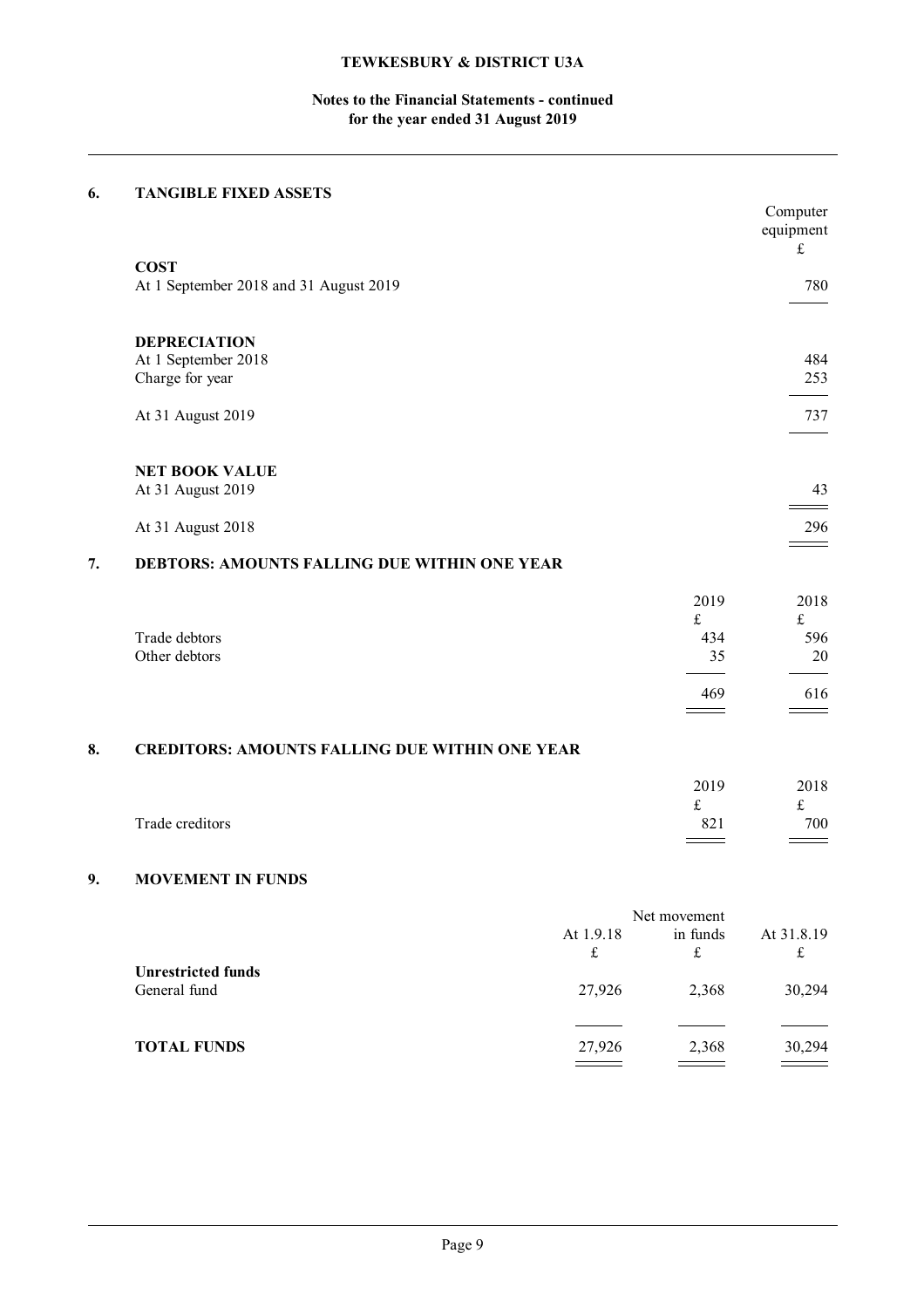## 6. TANGIBLE FIXED ASSETS

| | Computer equipment |
|---|---|
| | £ |
| **COST** | |
| At 1 September 2018 and 31 August 2019 | 780 |
| | |
| **DEPRECIATION** | |
| At 1 September 2018 | 484 |
| Charge for year | 253 |
| At 31 August 2019 | 737 |
| | |
| **NET BOOK VALUE** | |
| At 31 August 2019 | 43 |
| At 31 August 2018 | 296 |

## 7. DEBTORS: AMOUNTS FALLING DUE WITHIN ONE YEAR

| | 2019 | 2018 |
|---|---|---|
| | £ | £ |
| Trade debtors | 434 | 596 |
| Other debtors | 35 | 20 |
| | 469 | 616 |

## 8. CREDITORS: AMOUNTS FALLING DUE WITHIN ONE YEAR

| | 2019 | 2018 |
|---|---|---|
| | £ | £ |
| Trade creditors | 821 | 700 |

## 9. MOVEMENT IN FUNDS

| | At 1.9.18 | Net movement in funds | At 31.8.19 |
|---|---|---|---|
| | £ | £ | £ |
| **Unrestricted funds** | | | |
| General fund | 27,926 | 2,368 | 30,294 |
| | | | |
| **TOTAL FUNDS** | 27,926 | 2,368 | 30,294 |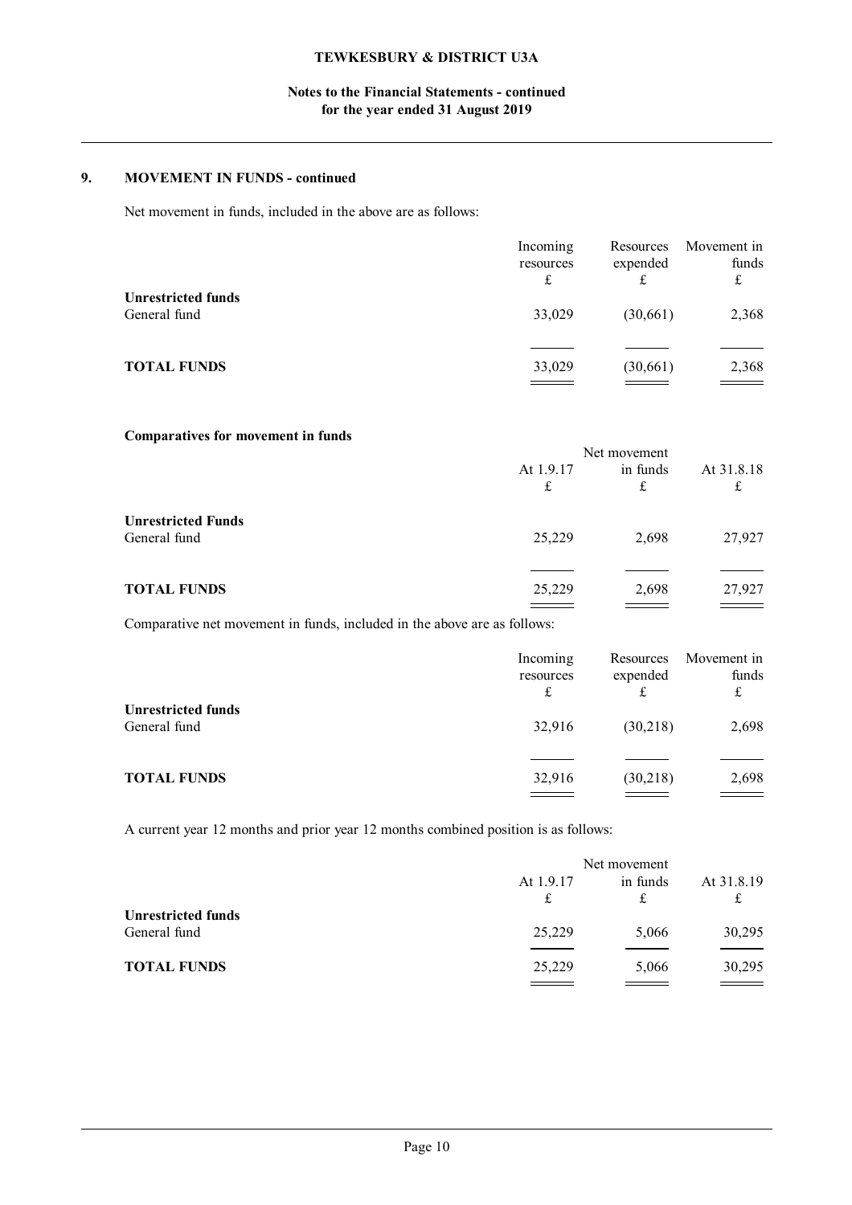## 9. MOVEMENT IN FUNDS - continued

Net movement in funds, included in the above are as follows:

| | Incoming resources £ | Resources expended £ | Movement in funds £ |
|---|---|---|---|
| **Unrestricted funds** | | | |
| General fund | 33,029 | (30,661) | 2,368 |
| **TOTAL FUNDS** | 33,029 | (30,661) | 2,368 |

**Comparatives for movement in funds**

| | At 1.9.17 £ | Net movement in funds £ | At 31.8.18 £ |
|---|---|---|---|
| **Unrestricted Funds** | | | |
| General fund | 25,229 | 2,698 | 27,927 |
| **TOTAL FUNDS** | 25,229 | 2,698 | 27,927 |

Comparative net movement in funds, included in the above are as follows:

| | Incoming resources £ | Resources expended £ | Movement in funds £ |
|---|---|---|---|
| **Unrestricted funds** | | | |
| General fund | 32,916 | (30,218) | 2,698 |
| **TOTAL FUNDS** | 32,916 | (30,218) | 2,698 |

A current year 12 months and prior year 12 months combined position is as follows:

| | At 1.9.17 £ | Net movement in funds £ | At 31.8.19 £ |
|---|---|---|---|
| **Unrestricted funds** | | | |
| General fund | 25,229 | 5,066 | 30,295 |
| **TOTAL FUNDS** | 25,229 | 5,066 | 30,295 |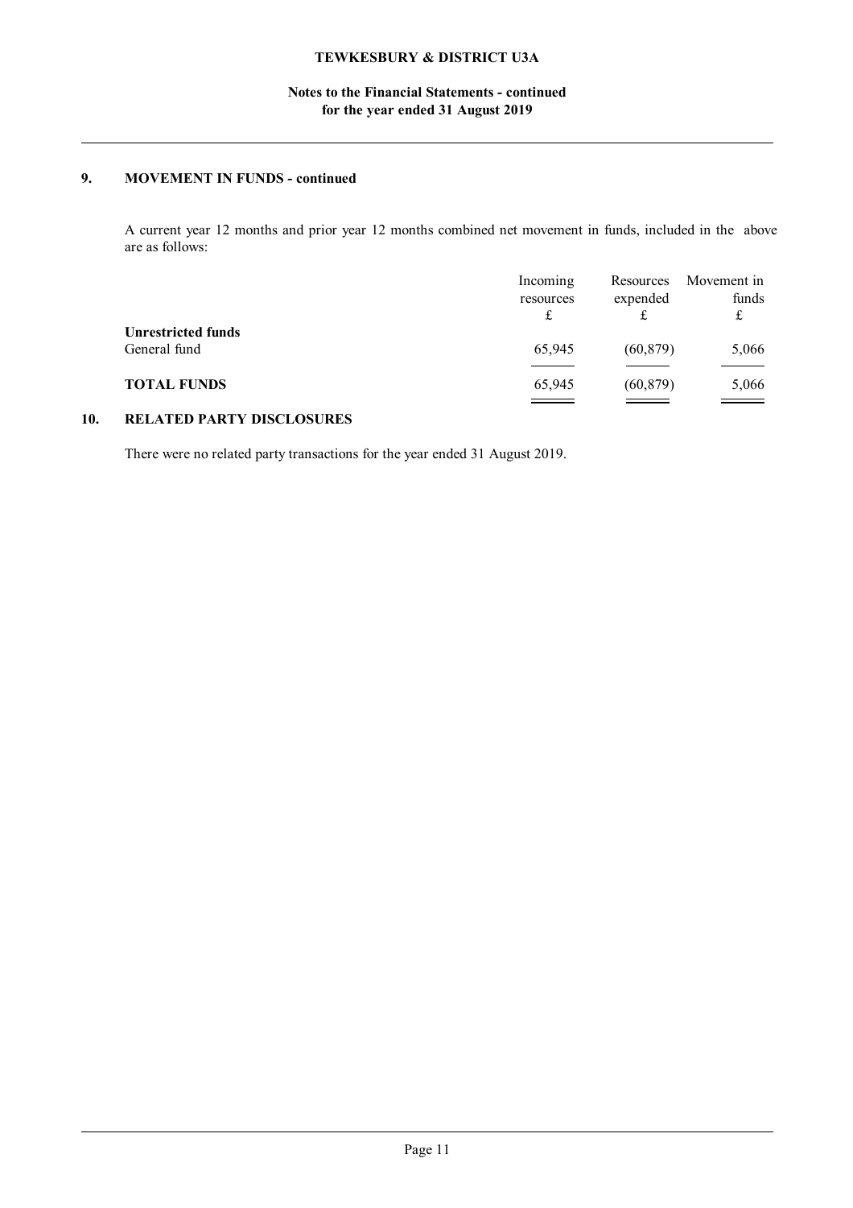## 9. MOVEMENT IN FUNDS - continued

A current year 12 months and prior year 12 months combined net movement in funds, included in the above are as follows:

| | Incoming resources | Resources expended | Movement in funds |
|---|---|---|---|
| | £ | £ | £ |
| **Unrestricted funds** | | | |
| General fund | 65,945 | (60,879) | 5,066 |
| **TOTAL FUNDS** | 65,945 | (60,879) | 5,066 |

## 10. RELATED PARTY DISCLOSURES

There were no related party transactions for the year ended 31 August 2019.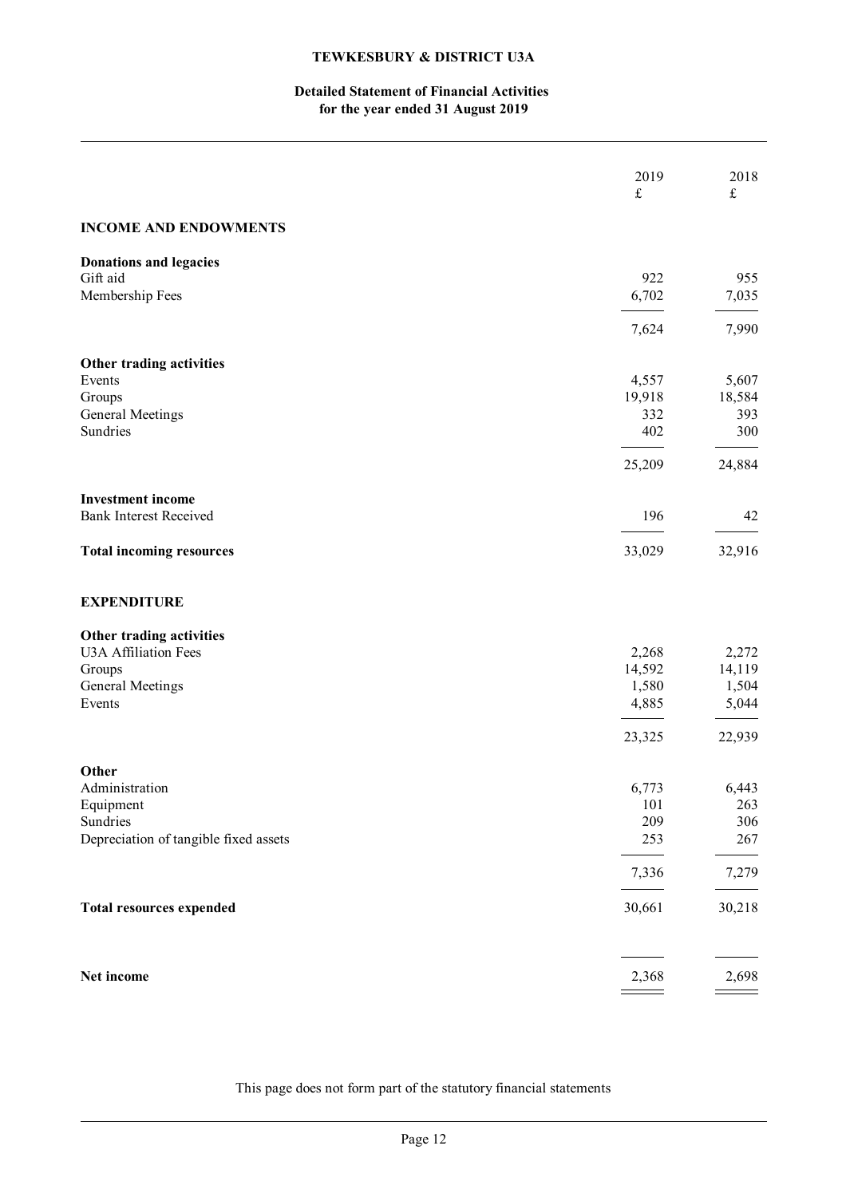# TEWKESBURY & DISTRICT U3A

## Detailed Statement of Financial Activities for the year ended 31 August 2019

| | 2019 £ | 2018 £ |
|---|---|---|
| **INCOME AND ENDOWMENTS** | | |
| **Donations and legacies** | | |
| Gift aid | 922 | 955 |
| Membership Fees | 6,702 | 7,035 |
| | 7,624 | 7,990 |
| **Other trading activities** | | |
| Events | 4,557 | 5,607 |
| Groups | 19,918 | 18,584 |
| General Meetings | 332 | 393 |
| Sundries | 402 | 300 |
| | 25,209 | 24,884 |
| **Investment income** | | |
| Bank Interest Received | 196 | 42 |
| **Total incoming resources** | 33,029 | 32,916 |
| **EXPENDITURE** | | |
| **Other trading activities** | | |
| U3A Affiliation Fees | 2,268 | 2,272 |
| Groups | 14,592 | 14,119 |
| General Meetings | 1,580 | 1,504 |
| Events | 4,885 | 5,044 |
| | 23,325 | 22,939 |
| **Other** | | |
| Administration | 6,773 | 6,443 |
| Equipment | 101 | 263 |
| Sundries | 209 | 306 |
| Depreciation of tangible fixed assets | 253 | 267 |
| | 7,336 | 7,279 |
| **Total resources expended** | 30,661 | 30,218 |
| **Net income** | 2,368 | 2,698 |

This page does not form part of the statutory financial statements